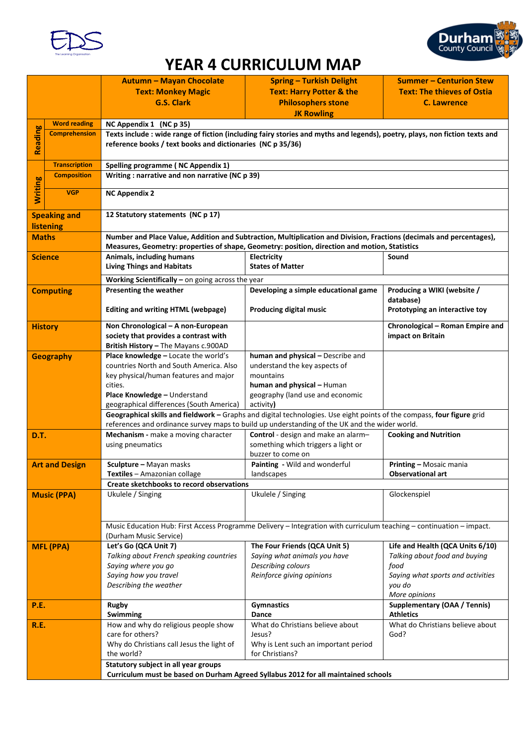# YEAR 4 CURRICULUM MAP

| | | **Autumn – Mayan Chocolate**<br>**Text: Monkey Magic**<br>**G.S. Clark** | **Spring – Turkish Delight**<br>**Text: Harry Potter & the Philosophers stone**<br>**JK Rowling** | **Summer – Centurion Stew**<br>**Text: The thieves of Ostia**<br>**C. Lawrence** |
|---|---|---|---|---|
| **Reading** | **Word reading** | **NC Appendix 1 (NC p 35)** | | |
| | **Comprehension** | **Texts include : wide range of fiction (including fairy stories and myths and legends), poetry, plays, non fiction texts and reference books / text books and dictionaries (NC p 35/36)** | | |
| **Writing** | **Transcription** | **Spelling programme ( NC Appendix 1)** | | |
| | **Composition** | **Writing : narrative and non narrative (NC p 39)** | | |
| | **VGP** | **NC Appendix 2** | | |
| **Speaking and listening** | | **12 Statutory statements (NC p 17)** | | |
| **Maths** | | **Number and Place Value, Addition and Subtraction, Multiplication and Division, Fractions (decimals and percentages), Measures, Geometry: properties of shape, Geometry: position, direction and motion, Statistics** | | |
| **Science** | | **Animals, including humans**<br>**Living Things and Habitats** | **Electricity**<br>**States of Matter** | **Sound** |
| | | **Working Scientifically –** on going across the year | | |
| **Computing** | | **Presenting the weather**<br><br>**Editing and writing HTML (webpage)** | **Developing a simple educational game**<br><br>**Producing digital music** | **Producing a WIKI (website / database)**<br>**Prototyping an interactive toy** |
| **History** | | **Non Chronological – A non-European society that provides a contrast with British History –** The Mayans c.900AD | | **Chronological – Roman Empire and impact on Britain** |
| **Geography** | | **Place knowledge –** Locate the world's countries North and South America. Also key physical/human features and major cities.<br>**Place Knowledge –** Understand geographical differences (South America) | **human and physical –** Describe and understand the key aspects of mountains<br>**human and physical –** Human geography (land use and economic activity) | |
| | | **Geographical skills and fieldwork –** Graphs and digital technologies. Use eight points of the compass, **four figure** grid references and ordinance survey maps to build up understanding of the UK and the wider world. | | |
| **D.T.** | | **Mechanism** - make a moving character using pneumatics | **Control** - design and make an alarm– something which triggers a light or buzzer to come on | **Cooking and Nutrition** |
| **Art and Design** | | **Sculpture –** Mayan masks<br>**Textiles** – Amazonian collage | **Painting** - Wild and wonderful landscapes | **Printing –** Mosaic mania<br>**Observational art** |
| | | **Create sketchbooks to record observations** | | |
| **Music (PPA)** | | Ukulele / Singing | Ukulele / Singing | Glockenspiel |
| | | Music Education Hub: First Access Programme Delivery – Integration with curriculum teaching – continuation – impact. (Durham Music Service) | | |
| **MFL (PPA)** | | **Let's Go (QCA Unit 7)**<br>*Talking about French speaking countries*<br>*Saying where you go*<br>*Saying how you travel*<br>*Describing the weather* | **The Four Friends (QCA Unit 5)**<br>*Saying what animals you have*<br>*Describing colours*<br>*Reinforce giving opinions* | **Life and Health (QCA Units 6/10)**<br>*Talking about food and buying food*<br>*Saying what sports and activities you do*<br>*More opinions* |
| **P.E.** | | **Rugby**<br>**Swimming** | **Gymnastics**<br>**Dance** | **Supplementary (OAA / Tennis)**<br>**Athletics** |
| **R.E.** | | How and why do religious people show care for others?<br>Why do Christians call Jesus the light of the world? | What do Christians believe about Jesus?<br>Why is Lent such an important period for Christians? | What do Christians believe about God? |
| | | **Statutory subject in all year groups**<br>**Curriculum must be based on Durham Agreed Syllabus 2012 for all maintained schools** | | |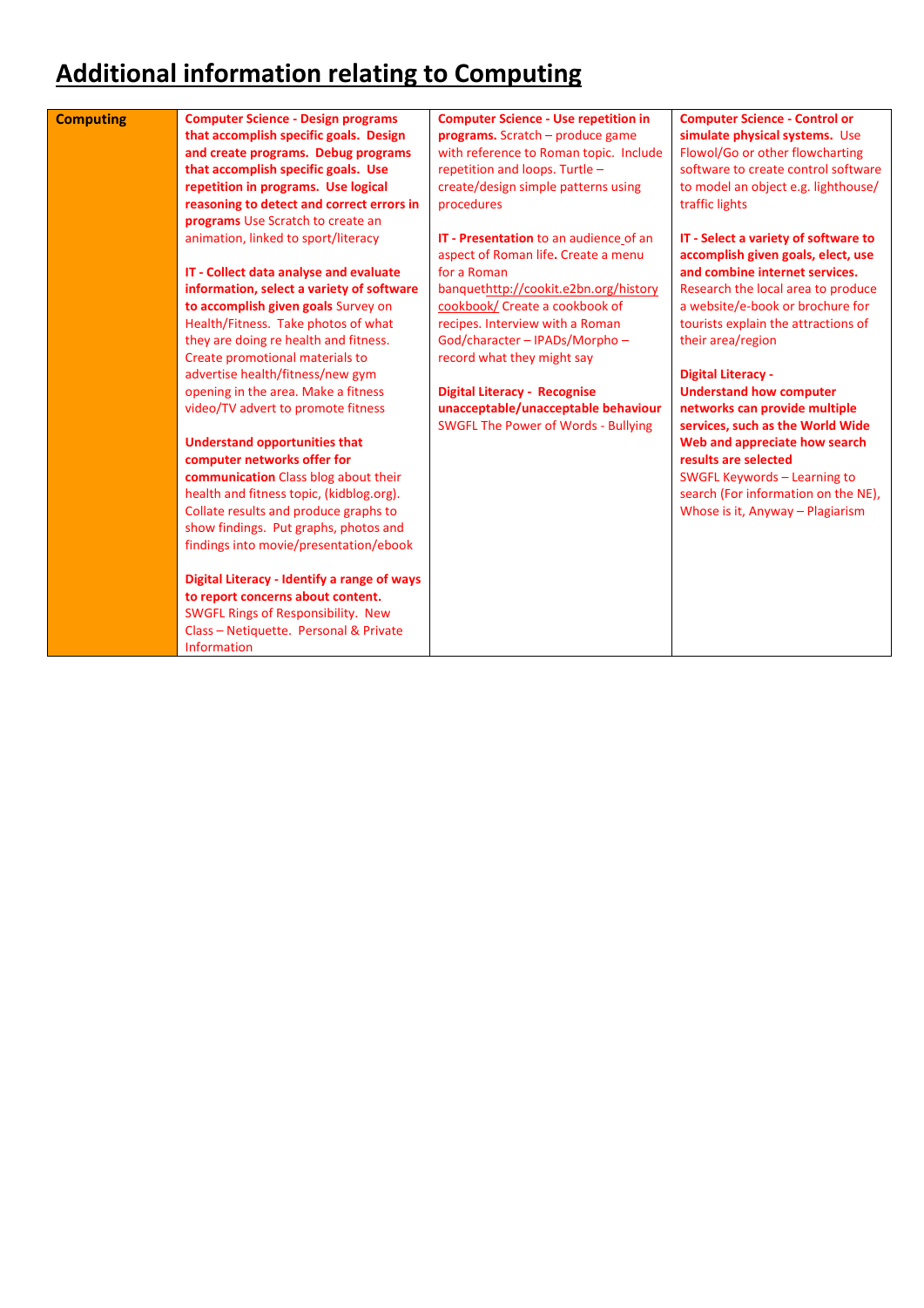# Additional information relating to Computing

| | | | |
|---|---|---|---|
| **Computing** | **Computer Science - Design programs that accomplish specific goals. Design and create programs. Debug programs that accomplish specific goals. Use repetition in programs. Use logical reasoning to detect and correct errors in programs** Use Scratch to create an animation, linked to sport/literacy<br><br>**IT - Collect data analyse and evaluate information, select a variety of software to accomplish given goals** Survey on Health/Fitness. Take photos of what they are doing re health and fitness. Create promotional materials to advertise health/fitness/new gym opening in the area. Make a fitness video/TV advert to promote fitness<br><br>**Understand opportunities that computer networks offer for communication** Class blog about their health and fitness topic, (kidblog.org). Collate results and produce graphs to show findings. Put graphs, photos and findings into movie/presentation/ebook<br><br>**Digital Literacy - Identify a range of ways to report concerns about content.** SWGFL Rings of Responsibility. New Class – Netiquette. Personal & Private Information | **Computer Science - Use repetition in programs.** Scratch – produce game with reference to Roman topic. Include repetition and loops. Turtle – create/design simple patterns using procedures<br><br>**IT - Presentation** to an audience of an aspect of Roman life. Create a menu for a Roman banquethttp://cookit.e2bn.org/historycookbook/ Create a cookbook of recipes. Interview with a Roman God/character – IPADs/Morpho – record what they might say<br><br>**Digital Literacy - Recognise unacceptable/unacceptable behaviour** SWGFL The Power of Words - Bullying | **Computer Science - Control or simulate physical systems.** Use Flowol/Go or other flowcharting software to create control software to model an object e.g. lighthouse/ traffic lights<br><br>**IT - Select a variety of software to accomplish given goals, elect, use and combine internet services.** Research the local area to produce a website/e-book or brochure for tourists explain the attractions of their area/region<br><br>**Digital Literacy - Understand how computer networks can provide multiple services, such as the World Wide Web and appreciate how search results are selected** SWGFL Keywords – Learning to search (For information on the NE), Whose is it, Anyway – Plagiarism |